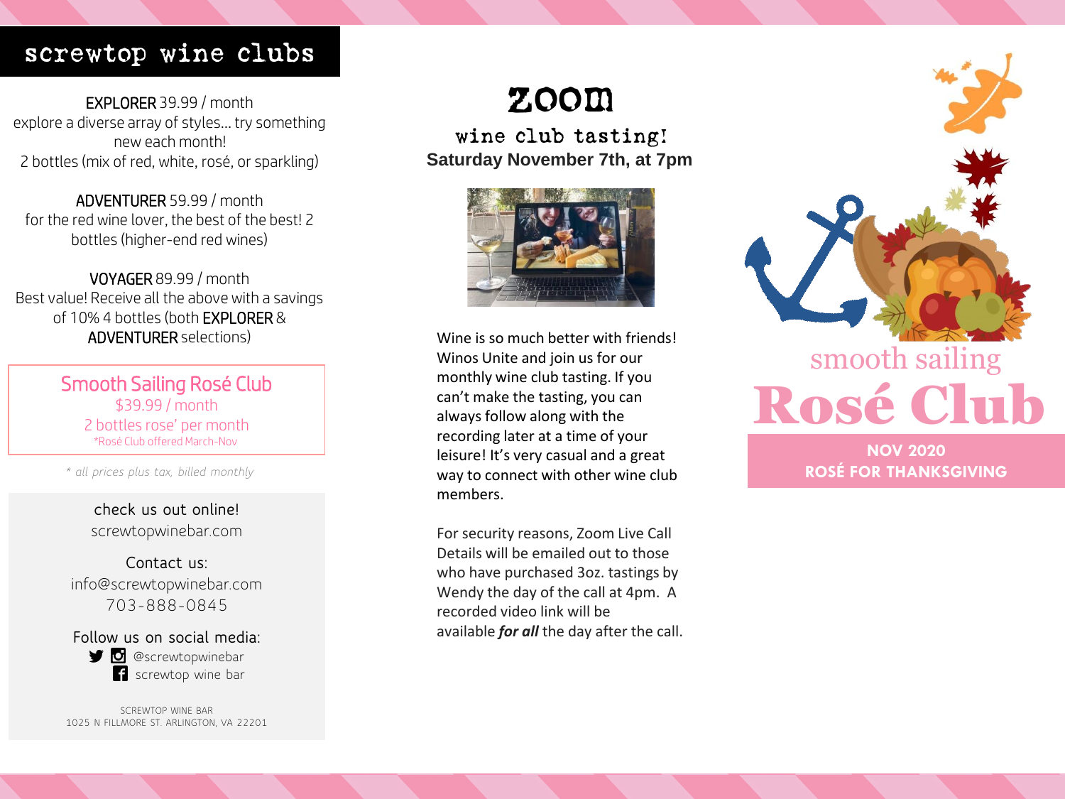# screwtop wine clubs

**EXPLORER** 39.99 / month
explore a diverse array of styles… try something new each month!
2 bottles (mix of red, white, rosé, or sparkling)

**ADVENTURER** 59.99 / month
for the red wine lover, the best of the best! 2 bottles (higher-end red wines)

**VOYAGER** 89.99 / month
Best value! Receive all the above with a savings of 10% 4 bottles (both **EXPLORER** & **ADVENTURER** selections)

## Smooth Sailing Rosé Club

$39.99 / month
2 bottles rose' per month
*Rosé Club offered March-Nov

*\* all prices plus tax, billed monthly*

check us out online!
screwtopwinebar.com

Contact us:
info@screwtopwinebar.com
703-888-0845

Follow us on social media:
@screwtopwinebar
screwtop wine bar

SCREWTOP WINE BAR
1025 N FILLMORE ST. ARLINGTON, VA 22201

# ZOOM

## wine club tasting!

**Saturday November 7th, at 7pm**

Wine is so much better with friends! Winos Unite and join us for our monthly wine club tasting. If you can't make the tasting, you can always follow along with the recording later at a time of your leisure! It's very casual and a great way to connect with other wine club members.

For security reasons, Zoom Live Call Details will be emailed out to those who have purchased 3oz. tastings by Wendy the day of the call at 4pm. A recorded video link will be available ***for all*** the day after the call.

smooth sailing

# Rosé Club

**NOV 2020**
**ROSÉ FOR THANKSGIVING**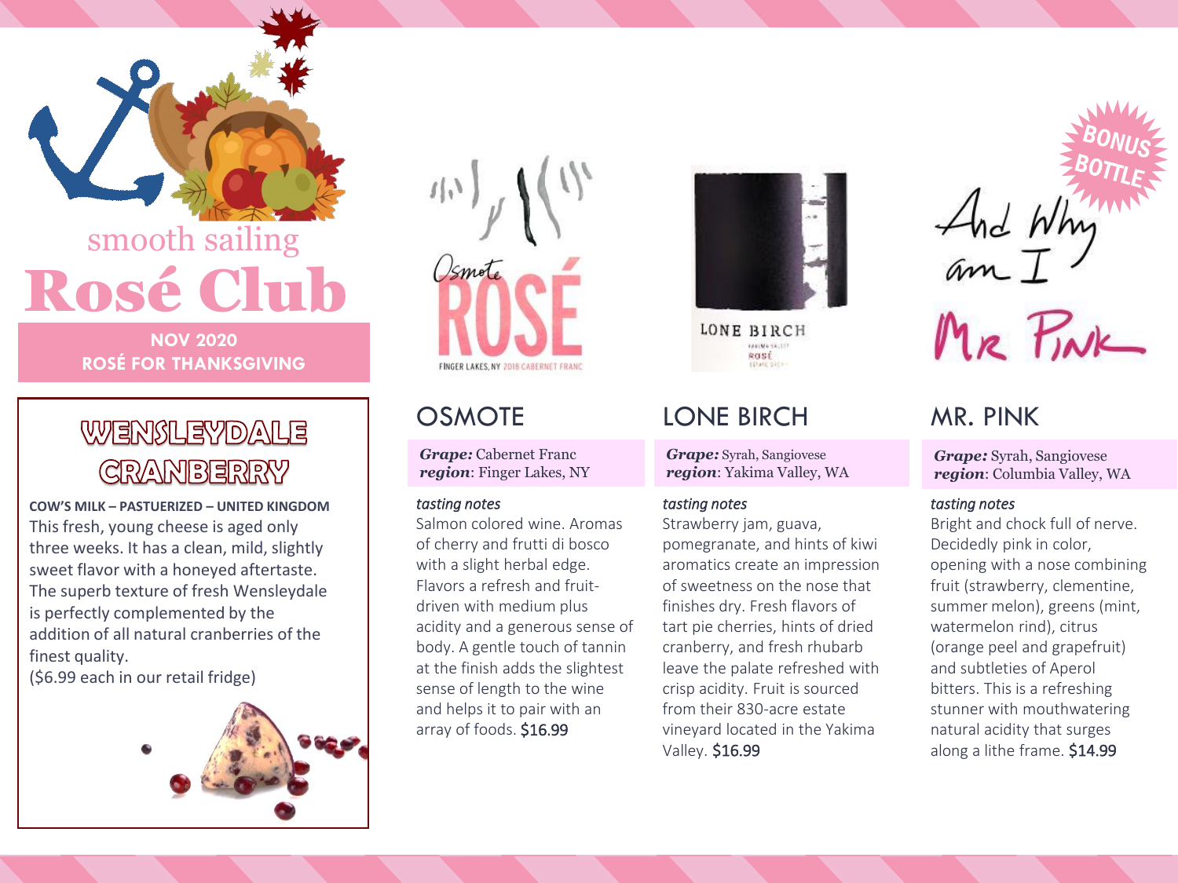smooth sailing

# Rosé Club

**NOV 2020**
**ROSÉ FOR THANKSGIVING**

## WENSLEYDALE CRANBERRY

**COW'S MILK – PASTUERIZED – UNITED KINGDOM**

This fresh, young cheese is aged only three weeks. It has a clean, mild, slightly sweet flavor with a honeyed aftertaste. The superb texture of fresh Wensleydale is perfectly complemented by the addition of all natural cranberries of the finest quality.
($6.99 each in our retail fridge)

## OSMOTE

***Grape:*** Cabernet Franc
***region***: Finger Lakes, NY

*tasting notes*

Salmon colored wine. Aromas of cherry and frutti di bosco with a slight herbal edge. Flavors a refresh and fruit-driven with medium plus acidity and a generous sense of body. A gentle touch of tannin at the finish adds the slightest sense of length to the wine and helps it to pair with an array of foods. $16.99

## LONE BIRCH

***Grape:*** Syrah, Sangiovese
***region***: Yakima Valley, WA

*tasting notes*

Strawberry jam, guava, pomegranate, and hints of kiwi aromatics create an impression of sweetness on the nose that finishes dry. Fresh flavors of tart pie cherries, hints of dried cranberry, and fresh rhubarb leave the palate refreshed with crisp acidity. Fruit is sourced from their 830-acre estate vineyard located in the Yakima Valley. $16.99

## MR. PINK

BONUS BOTTLE

***Grape:*** Syrah, Sangiovese
***region***: Columbia Valley, WA

*tasting notes*

Bright and chock full of nerve. Decidedly pink in color, opening with a nose combining fruit (strawberry, clementine, summer melon), greens (mint, watermelon rind), citrus (orange peel and grapefruit) and subtleties of Aperol bitters. This is a refreshing stunner with mouthwatering natural acidity that surges along a lithe frame. $14.99